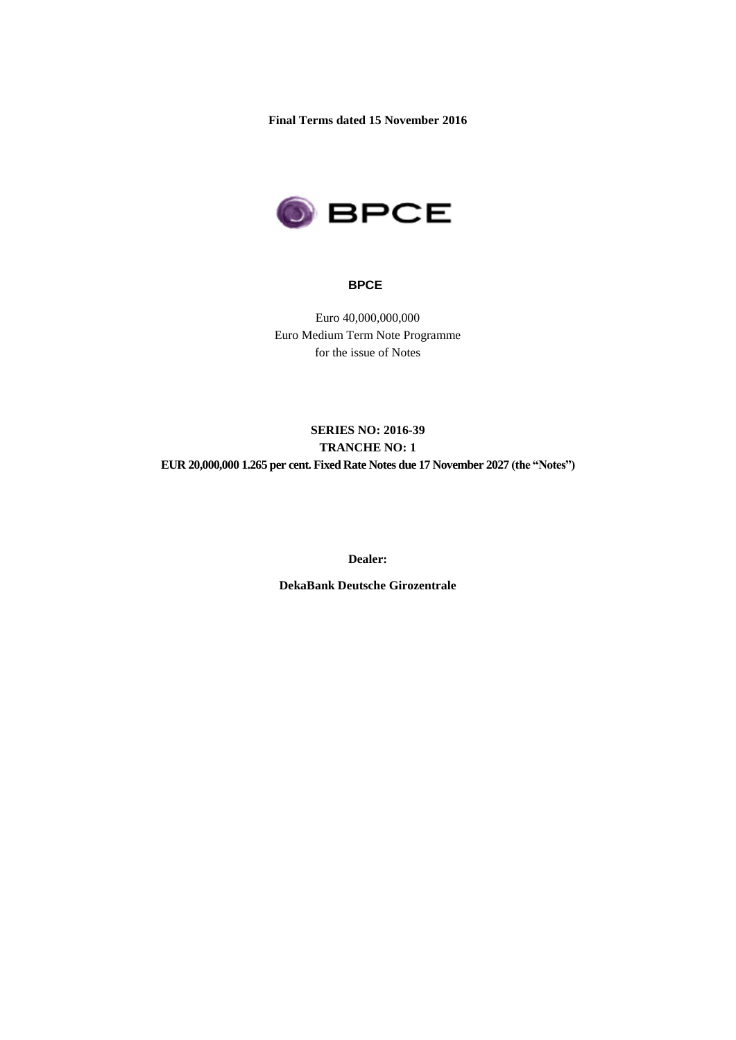**Final Terms dated 15 November 2016**

**BPCE**

Euro 40,000,000,000
Euro Medium Term Note Programme
for the issue of Notes

**SERIES NO: 2016-39**
**TRANCHE NO: 1**
**EUR 20,000,000 1.265 per cent. Fixed Rate Notes due 17 November 2027 (the "Notes")**

**Dealer:**

**DekaBank Deutsche Girozentrale**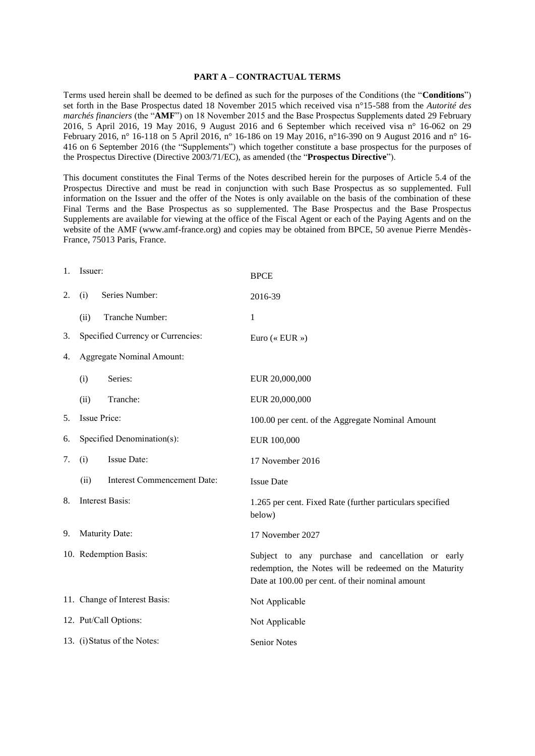## PART A – CONTRACTUAL TERMS

Terms used herein shall be deemed to be defined as such for the purposes of the Conditions (the "**Conditions**") set forth in the Base Prospectus dated 18 November 2015 which received visa n°15-588 from the *Autorité des marchés financiers* (the "**AMF**") on 18 November 2015 and the Base Prospectus Supplements dated 29 February 2016, 5 April 2016, 19 May 2016, 9 August 2016 and 6 September which received visa n° 16-062 on 29 February 2016, n° 16-118 on 5 April 2016, n° 16-186 on 19 May 2016, n°16-390 on 9 August 2016 and n° 16-416 on 6 September 2016 (the "Supplements") which together constitute a base prospectus for the purposes of the Prospectus Directive (Directive 2003/71/EC), as amended (the "**Prospectus Directive**").

This document constitutes the Final Terms of the Notes described herein for the purposes of Article 5.4 of the Prospectus Directive and must be read in conjunction with such Base Prospectus as so supplemented. Full information on the Issuer and the offer of the Notes is only available on the basis of the combination of these Final Terms and the Base Prospectus as so supplemented. The Base Prospectus and the Base Prospectus Supplements are available for viewing at the office of the Fiscal Agent or each of the Paying Agents and on the website of the AMF (www.amf-france.org) and copies may be obtained from BPCE, 50 avenue Pierre Mendès-France, 75013 Paris, France.

| | |
|---|---|
| 1. Issuer: | BPCE |
| 2. (i) Series Number: | 2016-39 |
| (ii) Tranche Number: | 1 |
| 3. Specified Currency or Currencies: | Euro (« EUR ») |
| 4. Aggregate Nominal Amount: | |
| (i) Series: | EUR 20,000,000 |
| (ii) Tranche: | EUR 20,000,000 |
| 5. Issue Price: | 100.00 per cent. of the Aggregate Nominal Amount |
| 6. Specified Denomination(s): | EUR 100,000 |
| 7. (i) Issue Date: | 17 November 2016 |
| (ii) Interest Commencement Date: | Issue Date |
| 8. Interest Basis: | 1.265 per cent. Fixed Rate (further particulars specified below) |
| 9. Maturity Date: | 17 November 2027 |
| 10. Redemption Basis: | Subject to any purchase and cancellation or early redemption, the Notes will be redeemed on the Maturity Date at 100.00 per cent. of their nominal amount |
| 11. Change of Interest Basis: | Not Applicable |
| 12. Put/Call Options: | Not Applicable |
| 13. (i) Status of the Notes: | Senior Notes |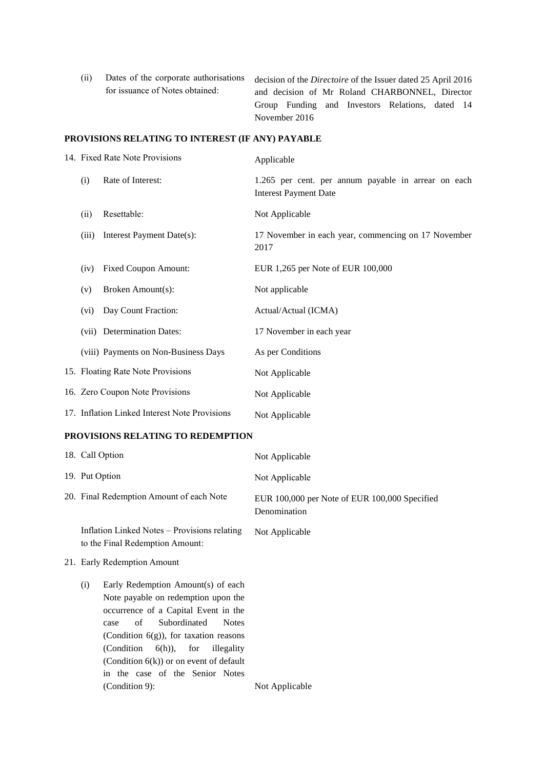| | |
|---|---|
| (ii) Dates of the corporate authorisations for issuance of Notes obtained: | decision of the *Directoire* of the Issuer dated 25 April 2016 and decision of Mr Roland CHARBONNEL, Director Group Funding and Investors Relations, dated 14 November 2016 |

**PROVISIONS RELATING TO INTEREST (IF ANY) PAYABLE**

| | |
|---|---|
| 14. Fixed Rate Note Provisions | Applicable |
| (i) Rate of Interest: | 1.265 per cent. per annum payable in arrear on each Interest Payment Date |
| (ii) Resettable: | Not Applicable |
| (iii) Interest Payment Date(s): | 17 November in each year, commencing on 17 November 2017 |
| (iv) Fixed Coupon Amount: | EUR 1,265 per Note of EUR 100,000 |
| (v) Broken Amount(s): | Not applicable |
| (vi) Day Count Fraction: | Actual/Actual (ICMA) |
| (vii) Determination Dates: | 17 November in each year |
| (viii) Payments on Non-Business Days | As per Conditions |
| 15. Floating Rate Note Provisions | Not Applicable |
| 16. Zero Coupon Note Provisions | Not Applicable |
| 17. Inflation Linked Interest Note Provisions | Not Applicable |

**PROVISIONS RELATING TO REDEMPTION**

| | |
|---|---|
| 18. Call Option | Not Applicable |
| 19. Put Option | Not Applicable |
| 20. Final Redemption Amount of each Note | EUR 100,000 per Note of EUR 100,000 Specified Denomination |
| Inflation Linked Notes – Provisions relating to the Final Redemption Amount: | Not Applicable |
| 21. Early Redemption Amount | |
| (i) Early Redemption Amount(s) of each Note payable on redemption upon the occurrence of a Capital Event in the case of Subordinated Notes (Condition 6(g)), for taxation reasons (Condition 6(h)), for illegality (Condition 6(k)) or on event of default in the case of the Senior Notes (Condition 9): | Not Applicable |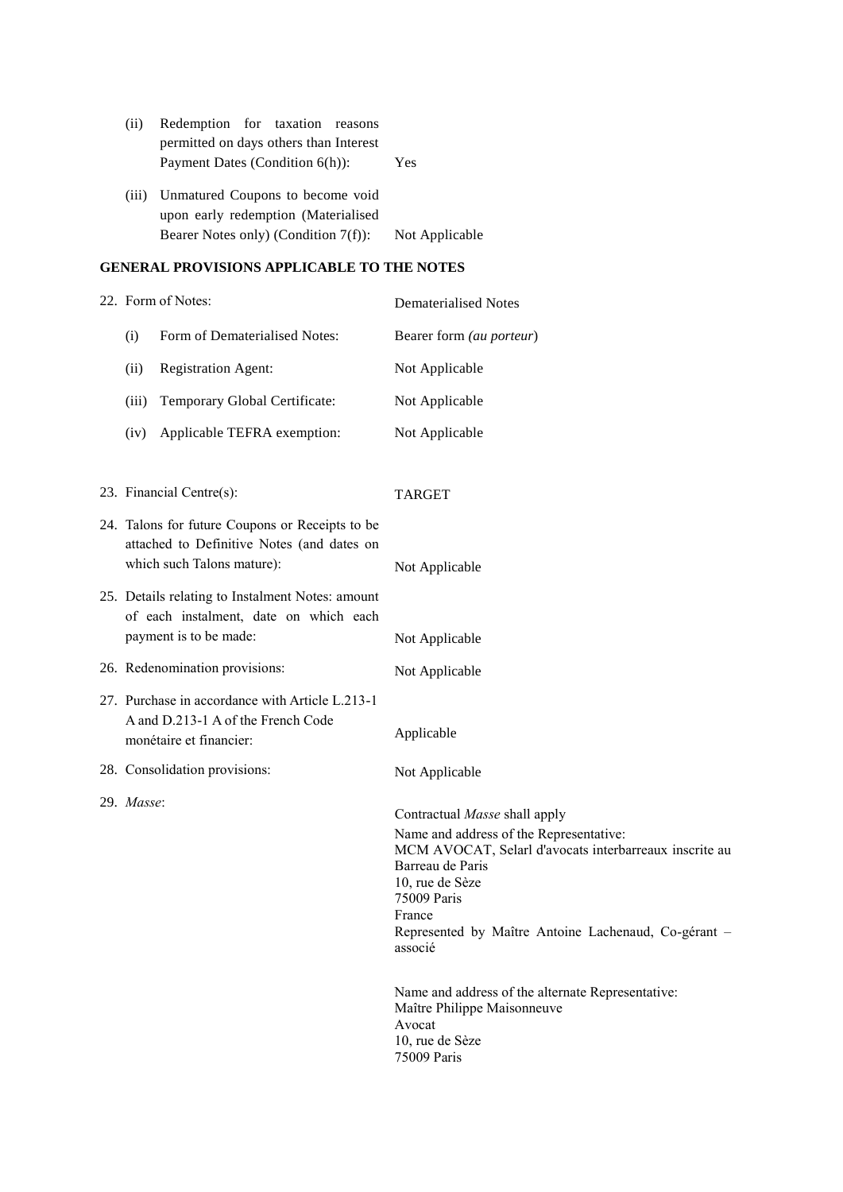| | |
|---|---|
| (ii) Redemption for taxation reasons permitted on days others than Interest Payment Dates (Condition 6(h)): | Yes |
| (iii) Unmatured Coupons to become void upon early redemption (Materialised Bearer Notes only) (Condition 7(f)): | Not Applicable |

**GENERAL PROVISIONS APPLICABLE TO THE NOTES**

| | |
|---|---|
| 22. Form of Notes: | Dematerialised Notes |
| (i) Form of Dematerialised Notes: | Bearer form *(au porteur)* |
| (ii) Registration Agent: | Not Applicable |
| (iii) Temporary Global Certificate: | Not Applicable |
| (iv) Applicable TEFRA exemption: | Not Applicable |
| 23. Financial Centre(s): | TARGET |
| 24. Talons for future Coupons or Receipts to be attached to Definitive Notes (and dates on which such Talons mature): | Not Applicable |
| 25. Details relating to Instalment Notes: amount of each instalment, date on which each payment is to be made: | Not Applicable |
| 26. Redenomination provisions: | Not Applicable |
| 27. Purchase in accordance with Article L.213-1 A and D.213-1 A of the French Code monétaire et financier: | Applicable |
| 28. Consolidation provisions: | Not Applicable |
| 29. *Masse*: | Contractual *Masse* shall apply<br><br>Name and address of the Representative:<br>MCM AVOCAT, Selarl d'avocats interbarreaux inscrite au Barreau de Paris<br>10, rue de Sèze<br>75009 Paris<br>France<br>Represented by Maître Antoine Lachenaud, Co-gérant – associé<br><br>Name and address of the alternate Representative:<br>Maître Philippe Maisonneuve<br>Avocat<br>10, rue de Sèze<br>75009 Paris |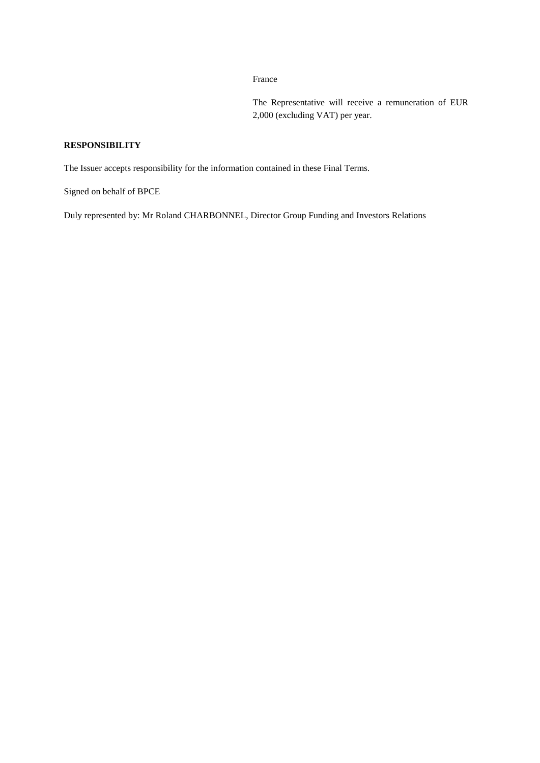France

The Representative will receive a remuneration of EUR 2,000 (excluding VAT) per year.

**RESPONSIBILITY**

The Issuer accepts responsibility for the information contained in these Final Terms.

Signed on behalf of BPCE

Duly represented by: Mr Roland CHARBONNEL, Director Group Funding and Investors Relations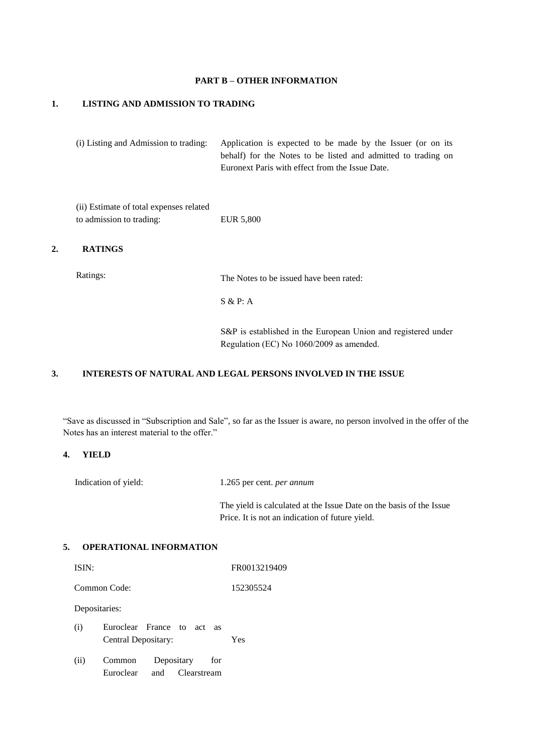**PART B – OTHER INFORMATION**

## 1. LISTING AND ADMISSION TO TRADING

| | |
|---|---|
| (i) Listing and Admission to trading: | Application is expected to be made by the Issuer (or on its behalf) for the Notes to be listed and admitted to trading on Euronext Paris with effect from the Issue Date. |
| (ii) Estimate of total expenses related to admission to trading: | EUR 5,800 |

## 2. RATINGS

| | |
|---|---|
| Ratings: | The Notes to be issued have been rated:<br><br>S & P: A<br><br>S&P is established in the European Union and registered under Regulation (EC) No 1060/2009 as amended. |

## 3. INTERESTS OF NATURAL AND LEGAL PERSONS INVOLVED IN THE ISSUE

"Save as discussed in "Subscription and Sale", so far as the Issuer is aware, no person involved in the offer of the Notes has an interest material to the offer."

## 4. YIELD

| | |
|---|---|
| Indication of yield: | 1.265 per cent. *per annum*<br><br>The yield is calculated at the Issue Date on the basis of the Issue Price. It is not an indication of future yield. |

## 5. OPERATIONAL INFORMATION

| | |
|---|---|
| ISIN: | FR0013219409 |
| Common Code: | 152305524 |
| Depositaries: | |
| (i) Euroclear France to act as Central Depositary: | Yes |
| (ii) Common Depositary for Euroclear and Clearstream | |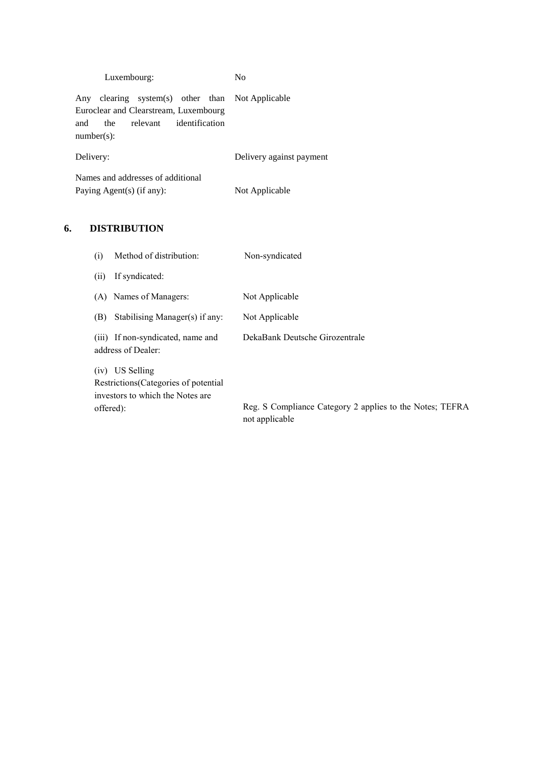| | |
|---|---|
| Luxembourg: | No |
| Any clearing system(s) other than Euroclear and Clearstream, Luxembourg and the relevant identification number(s): | Not Applicable |
| Delivery: | Delivery against payment |
| Names and addresses of additional Paying Agent(s) (if any): | Not Applicable |

## 6. DISTRIBUTION

| | |
|---|---|
| (i) Method of distribution: | Non-syndicated |
| (ii) If syndicated: | |
| (A) Names of Managers: | Not Applicable |
| (B) Stabilising Manager(s) if any: | Not Applicable |
| (iii) If non-syndicated, name and address of Dealer: | DekaBank Deutsche Girozentrale |
| (iv) US Selling Restrictions(Categories of potential investors to which the Notes are offered): | Reg. S Compliance Category 2 applies to the Notes; TEFRA not applicable |